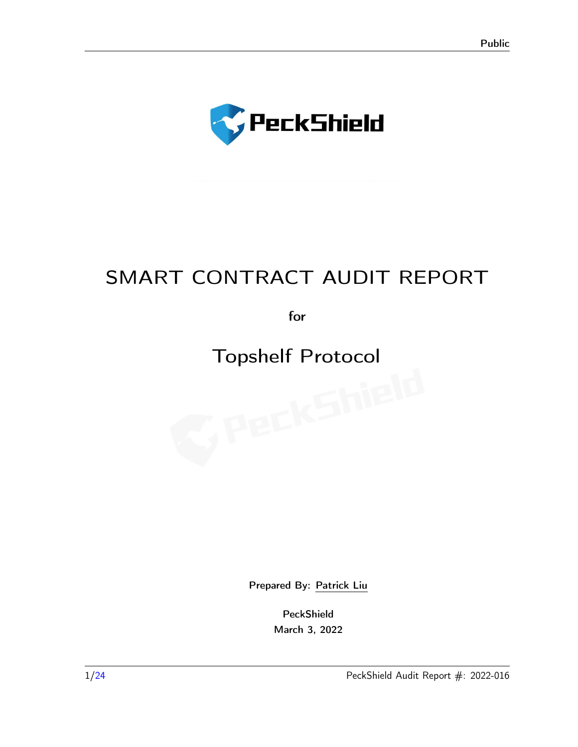# SMART CONTRACT AUDIT REPORT

for

# Topshelf Protocol

Prepared By: Patrick Liu

PeckShield

March 3, 2022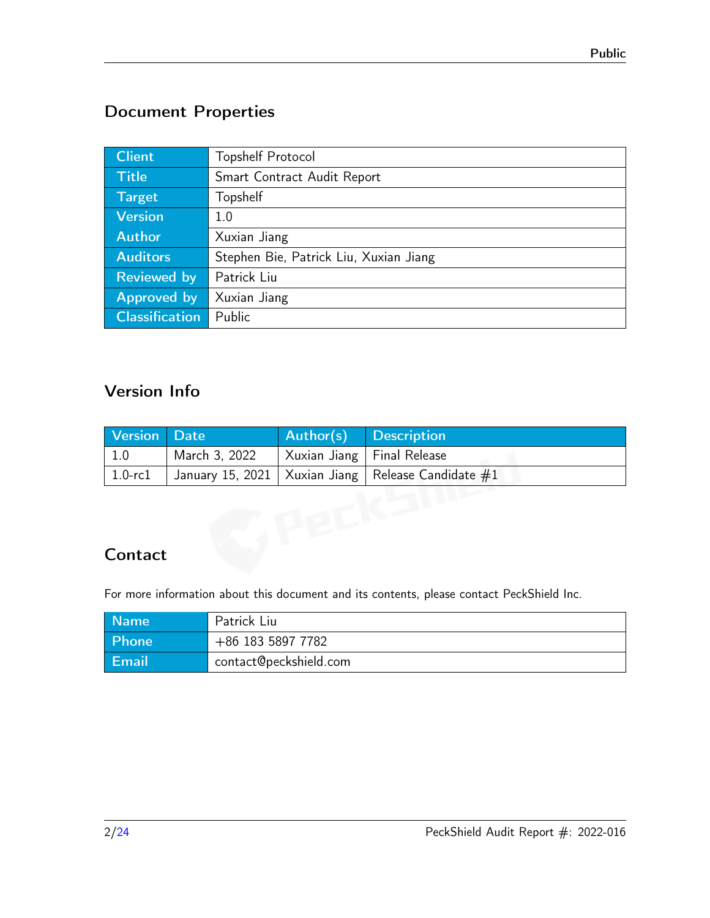## Document Properties

| Client | Topshelf Protocol |
|---|---|
| Title | Smart Contract Audit Report |
| Target | Topshelf |
| Version | 1.0 |
| Author | Xuxian Jiang |
| Auditors | Stephen Bie, Patrick Liu, Xuxian Jiang |
| Reviewed by | Patrick Liu |
| Approved by | Xuxian Jiang |
| Classification | Public |

## Version Info

| Version | Date | Author(s) | Description |
|---|---|---|---|
| 1.0 | March 3, 2022 | Xuxian Jiang | Final Release |
| 1.0-rc1 | January 15, 2021 | Xuxian Jiang | Release Candidate #1 |

## Contact

For more information about this document and its contents, please contact PeckShield Inc.

| Name | Patrick Liu |
|---|---|
| Phone | +86 183 5897 7782 |
| Email | contact@peckshield.com |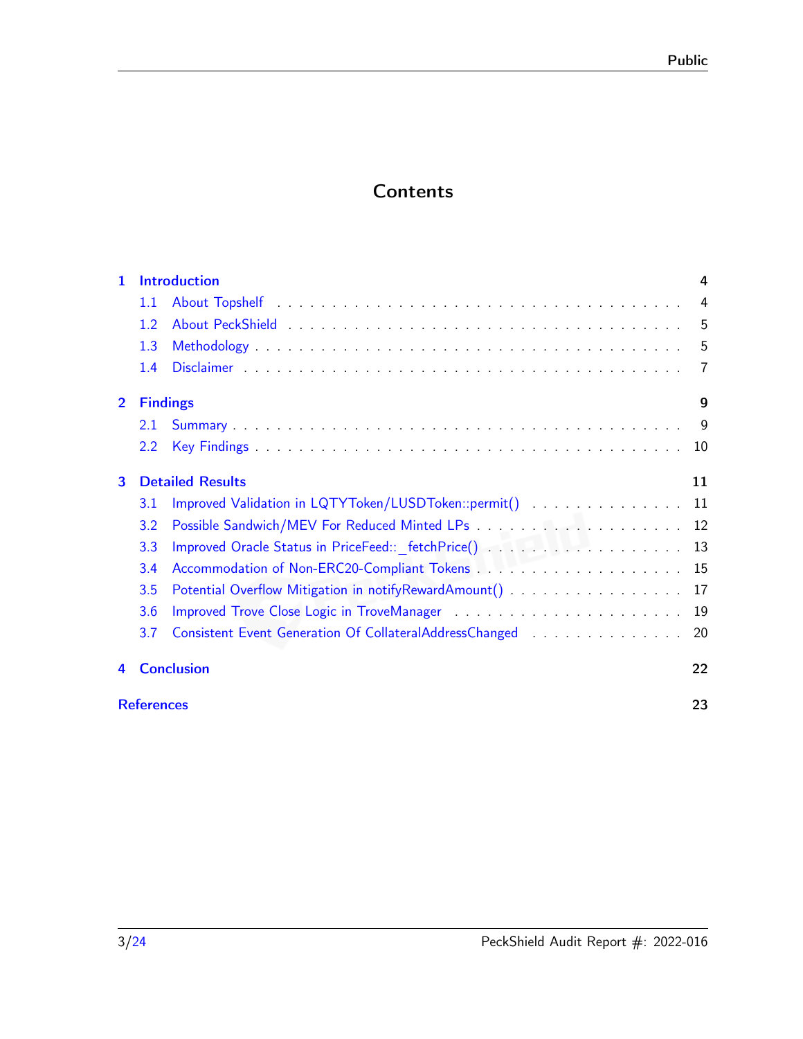# Contents

| | | |
|---|---|---|
| **1** | **Introduction** | **4** |
| 1.1 | About Topshelf | 4 |
| 1.2 | About PeckShield | 5 |
| 1.3 | Methodology | 5 |
| 1.4 | Disclaimer | 7 |
| **2** | **Findings** | **9** |
| 2.1 | Summary | 9 |
| 2.2 | Key Findings | 10 |
| **3** | **Detailed Results** | **11** |
| 3.1 | Improved Validation in LQTYToken/LUSDToken::permit() | 11 |
| 3.2 | Possible Sandwich/MEV For Reduced Minted LPs | 12 |
| 3.3 | Improved Oracle Status in PriceFeed::_fetchPrice() | 13 |
| 3.4 | Accommodation of Non-ERC20-Compliant Tokens | 15 |
| 3.5 | Potential Overflow Mitigation in notifyRewardAmount() | 17 |
| 3.6 | Improved Trove Close Logic in TroveManager | 19 |
| 3.7 | Consistent Event Generation Of CollateralAddressChanged | 20 |
| **4** | **Conclusion** | **22** |
| | **References** | **23** |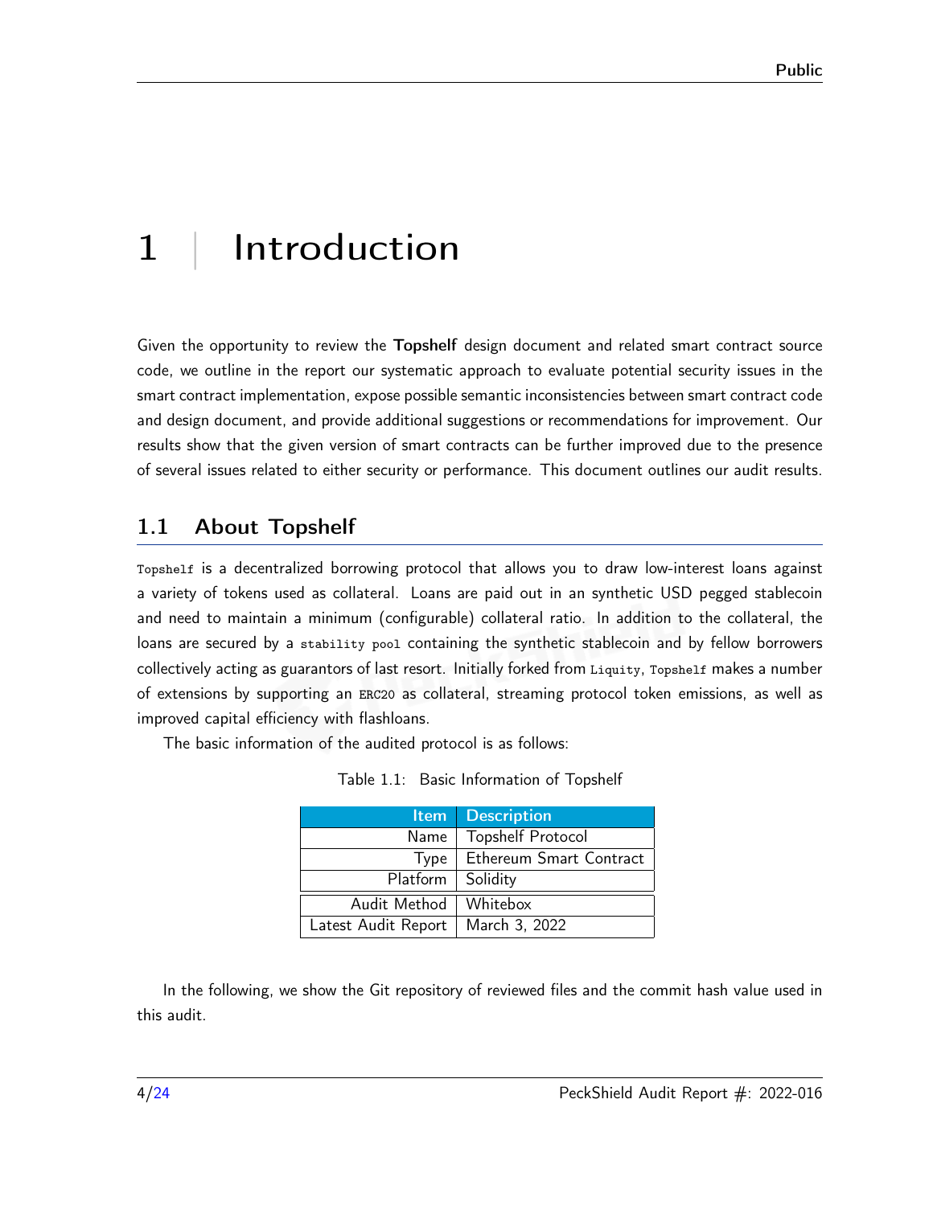# 1 | Introduction

Given the opportunity to review the **Topshelf** design document and related smart contract source code, we outline in the report our systematic approach to evaluate potential security issues in the smart contract implementation, expose possible semantic inconsistencies between smart contract code and design document, and provide additional suggestions or recommendations for improvement. Our results show that the given version of smart contracts can be further improved due to the presence of several issues related to either security or performance. This document outlines our audit results.

## 1.1 About Topshelf

`Topshelf` is a decentralized borrowing protocol that allows you to draw low-interest loans against a variety of tokens used as collateral. Loans are paid out in an synthetic USD pegged stablecoin and need to maintain a minimum (configurable) collateral ratio. In addition to the collateral, the loans are secured by a `stability pool` containing the synthetic stablecoin and by fellow borrowers collectively acting as guarantors of last resort. Initially forked from `Liquity`, `Topshelf` makes a number of extensions by supporting an `ERC20` as collateral, streaming protocol token emissions, as well as improved capital efficiency with flashloans.

The basic information of the audited protocol is as follows:

Table 1.1: Basic Information of Topshelf

| Item | Description |
|---:|---|
| Name | Topshelf Protocol |
| Type | Ethereum Smart Contract |
| Platform | Solidity |
| Audit Method | Whitebox |
| Latest Audit Report | March 3, 2022 |

In the following, we show the Git repository of reviewed files and the commit hash value used in this audit.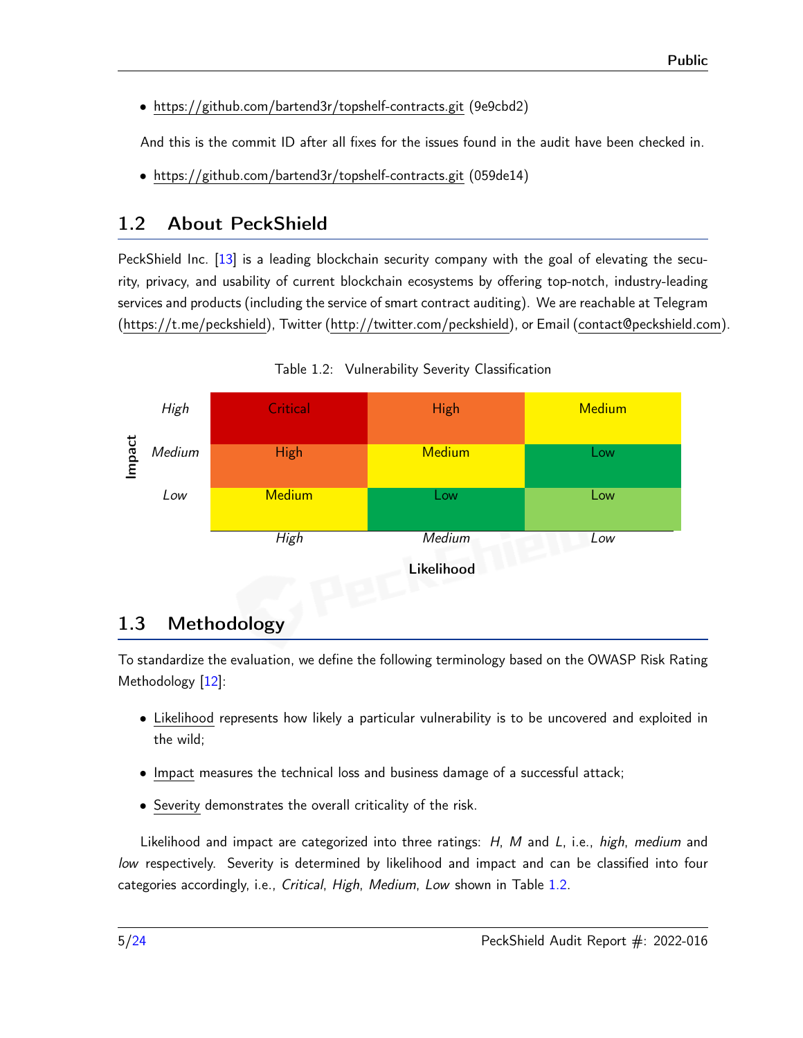- https://github.com/bartend3r/topshelf-contracts.git (9e9cbd2)

And this is the commit ID after all fixes for the issues found in the audit have been checked in.

- https://github.com/bartend3r/topshelf-contracts.git (059de14)

## 1.2 About PeckShield

PeckShield Inc. [13] is a leading blockchain security company with the goal of elevating the security, privacy, and usability of current blockchain ecosystems by offering top-notch, industry-leading services and products (including the service of smart contract auditing). We are reachable at Telegram (https://t.me/peckshield), Twitter (http://twitter.com/peckshield), or Email (contact@peckshield.com).

Table 1.2: Vulnerability Severity Classification

| Impact \ Likelihood | *High* | *Medium* | *Low* |
|---|---|---|---|
| *High* | Critical | High | Medium |
| *Medium* | High | Medium | Low |
| *Low* | Medium | Low | Low |

## 1.3 Methodology

To standardize the evaluation, we define the following terminology based on the OWASP Risk Rating Methodology [12]:

- Likelihood represents how likely a particular vulnerability is to be uncovered and exploited in the wild;
- Impact measures the technical loss and business damage of a successful attack;
- Severity demonstrates the overall criticality of the risk.

Likelihood and impact are categorized into three ratings: *H*, *M* and *L*, i.e., *high*, *medium* and *low* respectively. Severity is determined by likelihood and impact and can be classified into four categories accordingly, i.e., *Critical*, *High*, *Medium*, *Low* shown in Table 1.2.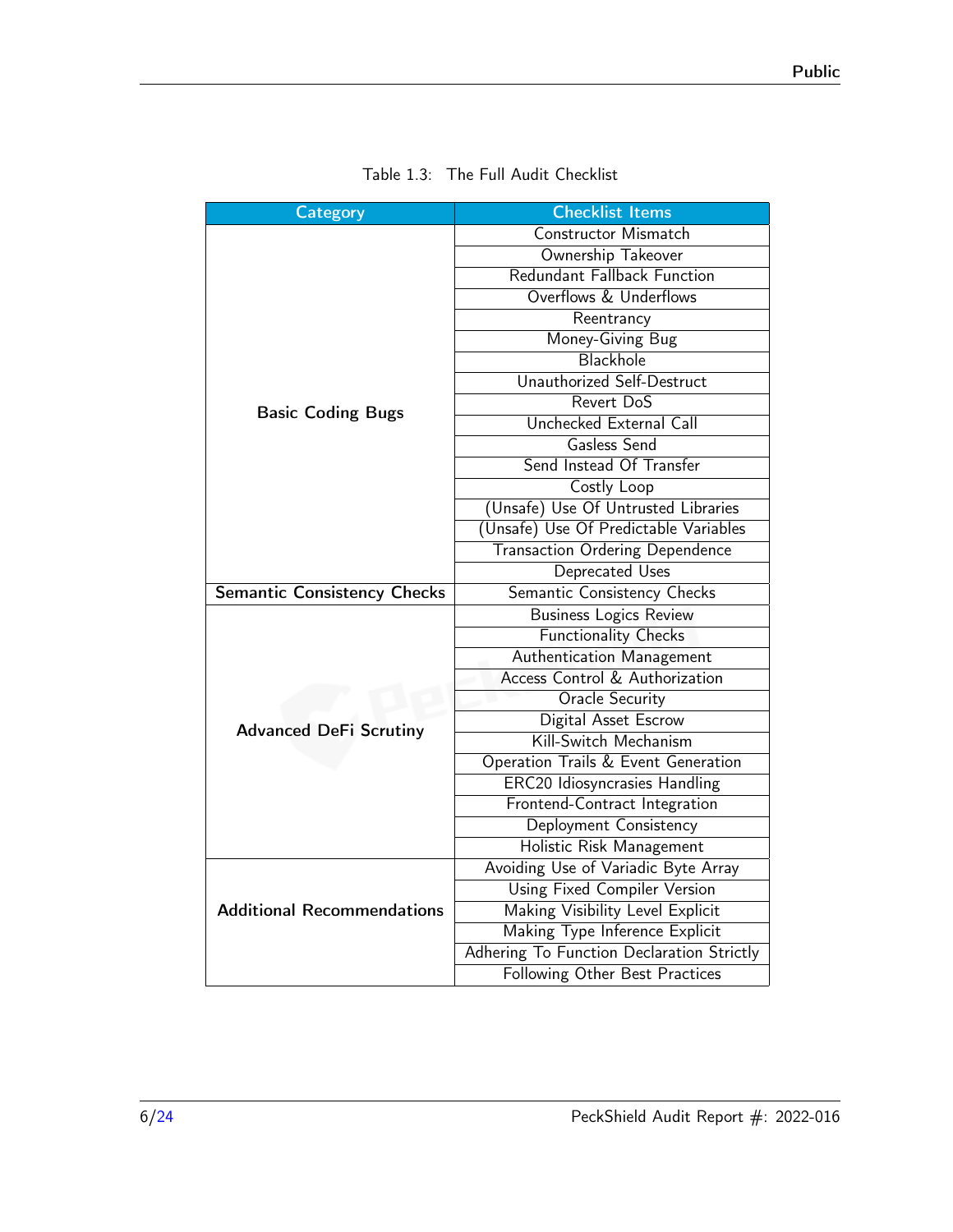Table 1.3: The Full Audit Checklist

| Category | Checklist Items |
| --- | --- |
| **Basic Coding Bugs** | Constructor Mismatch |
| | Ownership Takeover |
| | Redundant Fallback Function |
| | Overflows & Underflows |
| | Reentrancy |
| | Money-Giving Bug |
| | Blackhole |
| | Unauthorized Self-Destruct |
| | Revert DoS |
| | Unchecked External Call |
| | Gasless Send |
| | Send Instead Of Transfer |
| | Costly Loop |
| | (Unsafe) Use Of Untrusted Libraries |
| | (Unsafe) Use Of Predictable Variables |
| | Transaction Ordering Dependence |
| | Deprecated Uses |
| **Semantic Consistency Checks** | Semantic Consistency Checks |
| **Advanced DeFi Scrutiny** | Business Logics Review |
| | Functionality Checks |
| | Authentication Management |
| | Access Control & Authorization |
| | Oracle Security |
| | Digital Asset Escrow |
| | Kill-Switch Mechanism |
| | Operation Trails & Event Generation |
| | ERC20 Idiosyncrasies Handling |
| | Frontend-Contract Integration |
| | Deployment Consistency |
| | Holistic Risk Management |
| **Additional Recommendations** | Avoiding Use of Variadic Byte Array |
| | Using Fixed Compiler Version |
| | Making Visibility Level Explicit |
| | Making Type Inference Explicit |
| | Adhering To Function Declaration Strictly |
| | Following Other Best Practices |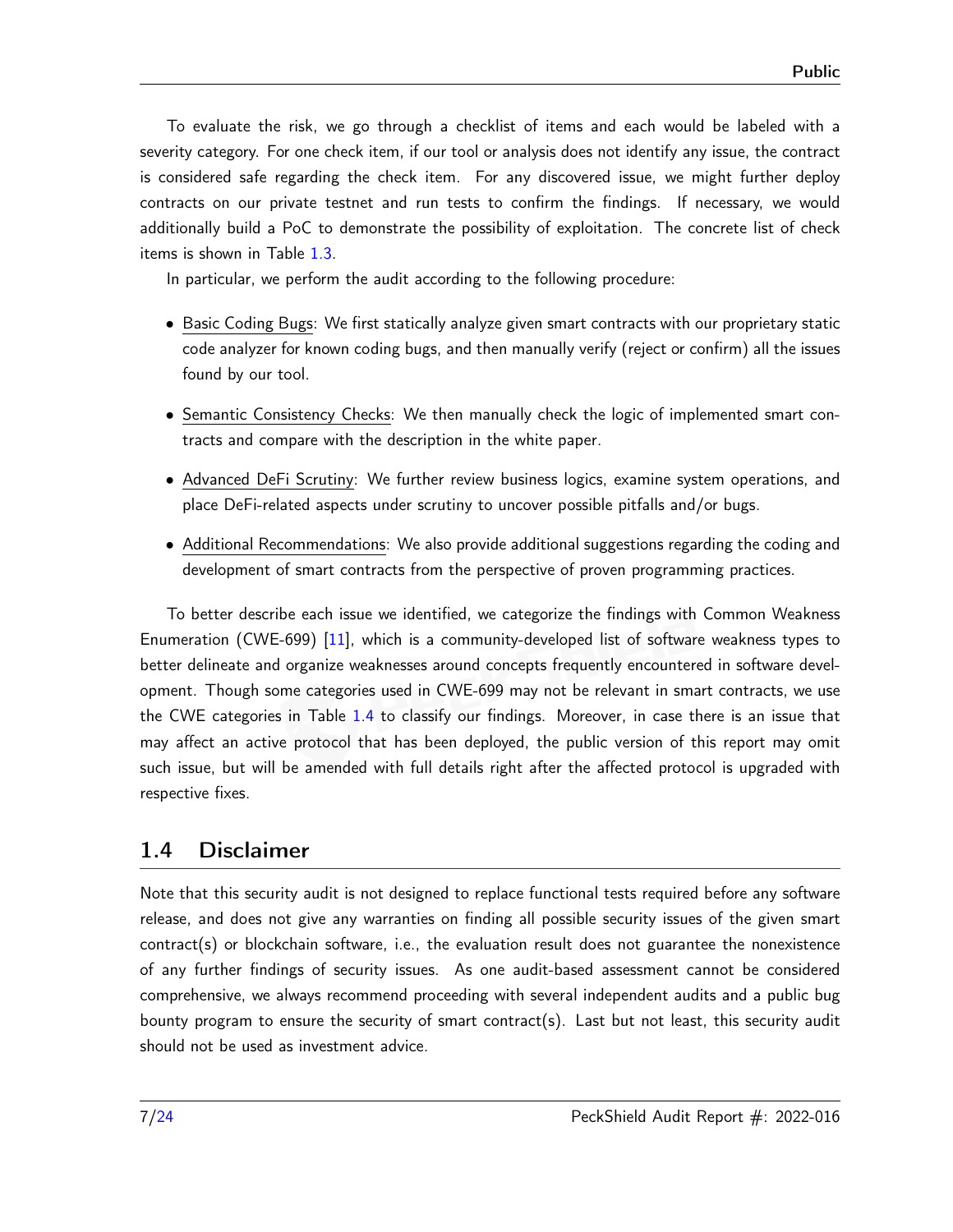To evaluate the risk, we go through a checklist of items and each would be labeled with a severity category. For one check item, if our tool or analysis does not identify any issue, the contract is considered safe regarding the check item. For any discovered issue, we might further deploy contracts on our private testnet and run tests to confirm the findings. If necessary, we would additionally build a PoC to demonstrate the possibility of exploitation. The concrete list of check items is shown in Table 1.3.

In particular, we perform the audit according to the following procedure:

- Basic Coding Bugs: We first statically analyze given smart contracts with our proprietary static code analyzer for known coding bugs, and then manually verify (reject or confirm) all the issues found by our tool.
- Semantic Consistency Checks: We then manually check the logic of implemented smart contracts and compare with the description in the white paper.
- Advanced DeFi Scrutiny: We further review business logics, examine system operations, and place DeFi-related aspects under scrutiny to uncover possible pitfalls and/or bugs.
- Additional Recommendations: We also provide additional suggestions regarding the coding and development of smart contracts from the perspective of proven programming practices.

To better describe each issue we identified, we categorize the findings with Common Weakness Enumeration (CWE-699) [11], which is a community-developed list of software weakness types to better delineate and organize weaknesses around concepts frequently encountered in software development. Though some categories used in CWE-699 may not be relevant in smart contracts, we use the CWE categories in Table 1.4 to classify our findings. Moreover, in case there is an issue that may affect an active protocol that has been deployed, the public version of this report may omit such issue, but will be amended with full details right after the affected protocol is upgraded with respective fixes.

## 1.4 Disclaimer

Note that this security audit is not designed to replace functional tests required before any software release, and does not give any warranties on finding all possible security issues of the given smart contract(s) or blockchain software, i.e., the evaluation result does not guarantee the nonexistence of any further findings of security issues. As one audit-based assessment cannot be considered comprehensive, we always recommend proceeding with several independent audits and a public bug bounty program to ensure the security of smart contract(s). Last but not least, this security audit should not be used as investment advice.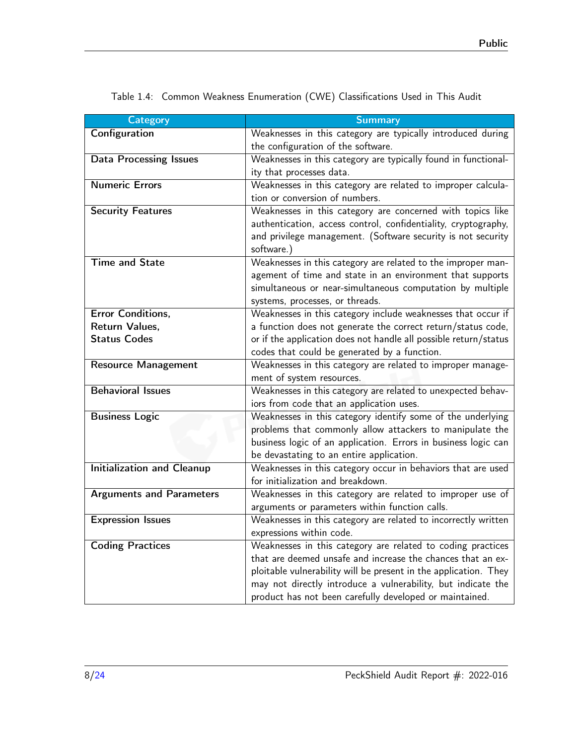Table 1.4: Common Weakness Enumeration (CWE) Classifications Used in This Audit

| Category | Summary |
| --- | --- |
| **Configuration** | Weaknesses in this category are typically introduced during the configuration of the software. |
| **Data Processing Issues** | Weaknesses in this category are typically found in functionality that processes data. |
| **Numeric Errors** | Weaknesses in this category are related to improper calculation or conversion of numbers. |
| **Security Features** | Weaknesses in this category are concerned with topics like authentication, access control, confidentiality, cryptography, and privilege management. (Software security is not security software.) |
| **Time and State** | Weaknesses in this category are related to the improper management of time and state in an environment that supports simultaneous or near-simultaneous computation by multiple systems, processes, or threads. |
| **Error Conditions, Return Values, Status Codes** | Weaknesses in this category include weaknesses that occur if a function does not generate the correct return/status code, or if the application does not handle all possible return/status codes that could be generated by a function. |
| **Resource Management** | Weaknesses in this category are related to improper management of system resources. |
| **Behavioral Issues** | Weaknesses in this category are related to unexpected behaviors from code that an application uses. |
| **Business Logic** | Weaknesses in this category identify some of the underlying problems that commonly allow attackers to manipulate the business logic of an application. Errors in business logic can be devastating to an entire application. |
| **Initialization and Cleanup** | Weaknesses in this category occur in behaviors that are used for initialization and breakdown. |
| **Arguments and Parameters** | Weaknesses in this category are related to improper use of arguments or parameters within function calls. |
| **Expression Issues** | Weaknesses in this category are related to incorrectly written expressions within code. |
| **Coding Practices** | Weaknesses in this category are related to coding practices that are deemed unsafe and increase the chances that an exploitable vulnerability will be present in the application. They may not directly introduce a vulnerability, but indicate the product has not been carefully developed or maintained. |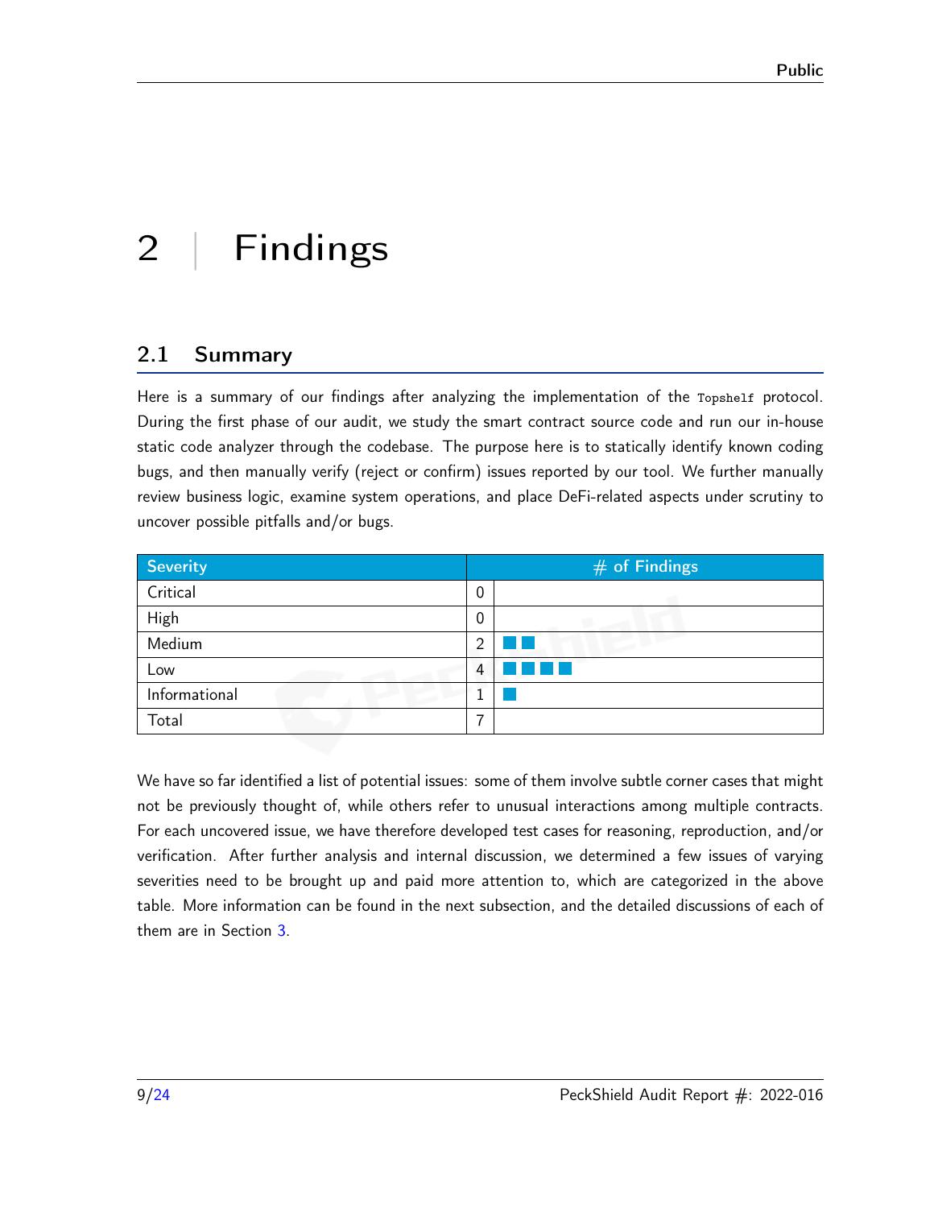# 2 | Findings

## 2.1 Summary

Here is a summary of our findings after analyzing the implementation of the `Topshelf` protocol. During the first phase of our audit, we study the smart contract source code and run our in-house static code analyzer through the codebase. The purpose here is to statically identify known coding bugs, and then manually verify (reject or confirm) issues reported by our tool. We further manually review business logic, examine system operations, and place DeFi-related aspects under scrutiny to uncover possible pitfalls and/or bugs.

| Severity | # of Findings | |
|---|---|---|
| Critical | 0 | |
| High | 0 | |
| Medium | 2 | ■■ |
| Low | 4 | ■■■■ |
| Informational | 1 | ■ |
| Total | 7 | |

We have so far identified a list of potential issues: some of them involve subtle corner cases that might not be previously thought of, while others refer to unusual interactions among multiple contracts. For each uncovered issue, we have therefore developed test cases for reasoning, reproduction, and/or verification. After further analysis and internal discussion, we determined a few issues of varying severities need to be brought up and paid more attention to, which are categorized in the above table. More information can be found in the next subsection, and the detailed discussions of each of them are in Section 3.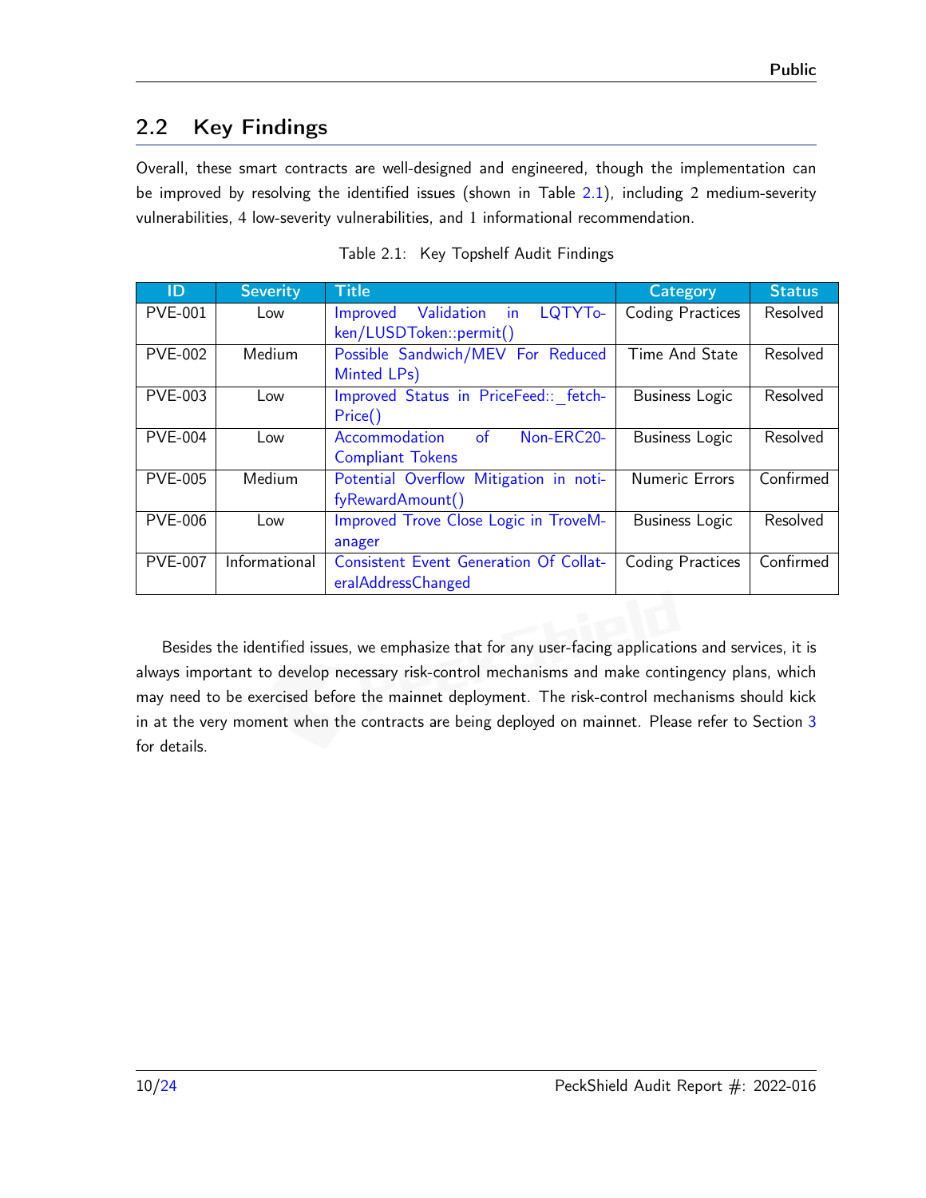## 2.2 Key Findings

Overall, these smart contracts are well-designed and engineered, though the implementation can be improved by resolving the identified issues (shown in Table 2.1), including 2 medium-severity vulnerabilities, 4 low-severity vulnerabilities, and 1 informational recommendation.

Table 2.1: Key Topshelf Audit Findings

| ID | Severity | Title | Category | Status |
|---|---|---|---|---|
| PVE-001 | Low | Improved Validation in LQTYToken/LUSDToken::permit() | Coding Practices | Resolved |
| PVE-002 | Medium | Possible Sandwich/MEV For Reduced Minted LPs) | Time And State | Resolved |
| PVE-003 | Low | Improved Status in PriceFeed::_fetchPrice() | Business Logic | Resolved |
| PVE-004 | Low | Accommodation of Non-ERC20-Compliant Tokens | Business Logic | Resolved |
| PVE-005 | Medium | Potential Overflow Mitigation in notifyRewardAmount() | Numeric Errors | Confirmed |
| PVE-006 | Low | Improved Trove Close Logic in TroveManager | Business Logic | Resolved |
| PVE-007 | Informational | Consistent Event Generation Of CollateralAddressChanged | Coding Practices | Confirmed |

Besides the identified issues, we emphasize that for any user-facing applications and services, it is always important to develop necessary risk-control mechanisms and make contingency plans, which may need to be exercised before the mainnet deployment. The risk-control mechanisms should kick in at the very moment when the contracts are being deployed on mainnet. Please refer to Section 3 for details.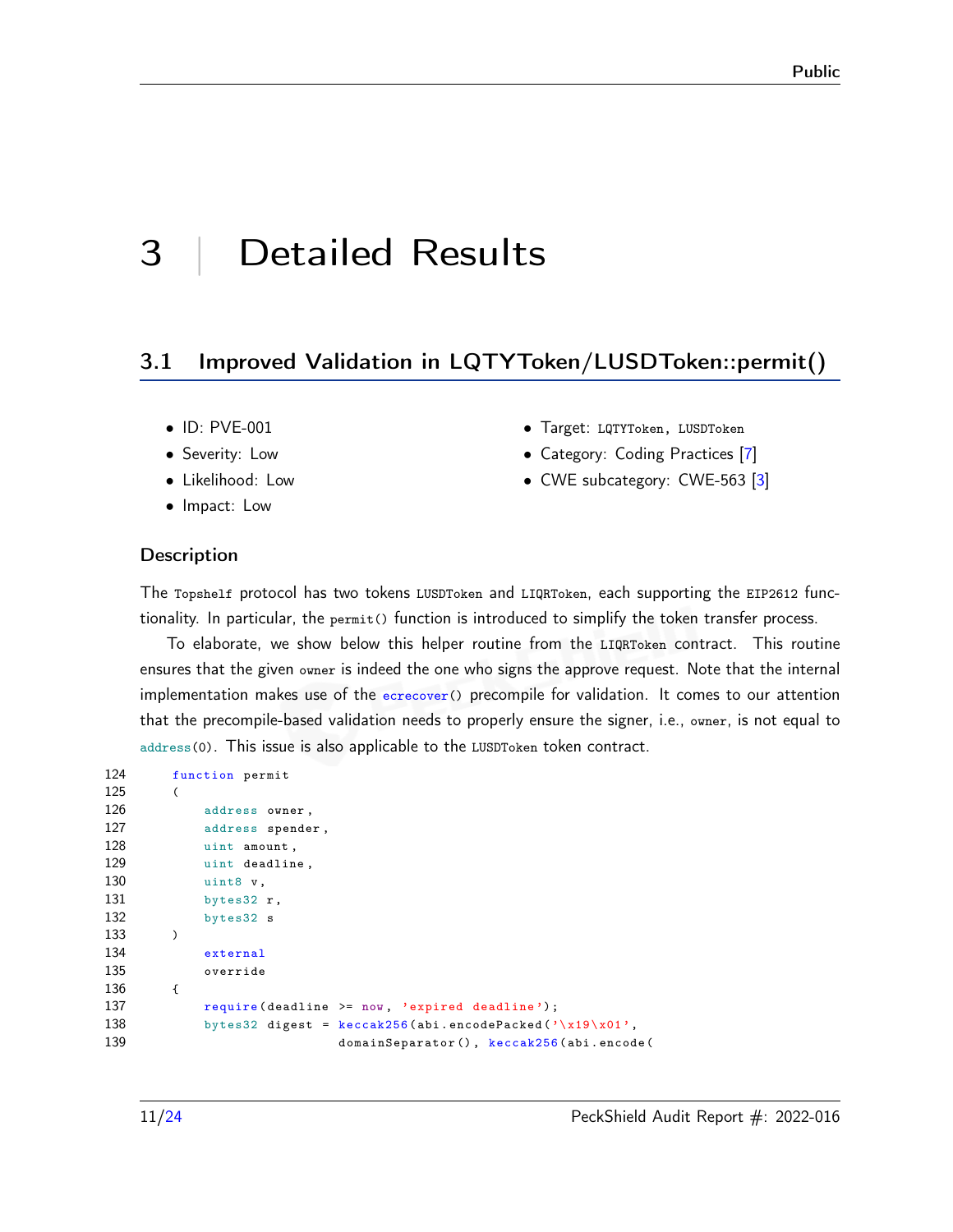# 3 | Detailed Results

## 3.1 Improved Validation in LQTYToken/LUSDToken::permit()

- ID: PVE-001
- Severity: Low
- Likelihood: Low
- Impact: Low
- Target: LQTYToken, LUSDToken
- Category: Coding Practices [7]
- CWE subcategory: CWE-563 [3]

### Description

The Topshelf protocol has two tokens LUSDToken and LIQRToken, each supporting the EIP2612 functionality. In particular, the permit() function is introduced to simplify the token transfer process.

To elaborate, we show below this helper routine from the LIQRToken contract. This routine ensures that the given owner is indeed the one who signs the approve request. Note that the internal implementation makes use of the ecrecover() precompile for validation. It comes to our attention that the precompile-based validation needs to properly ensure the signer, i.e., owner, is not equal to address(0). This issue is also applicable to the LUSDToken token contract.

```
124     function permit
125     (
126         address owner,
127         address spender,
128         uint amount,
129         uint deadline,
130         uint8 v,
131         bytes32 r,
132         bytes32 s
133     )
134         external
135         override
136     {
137         require(deadline >= now, 'expired deadline');
138         bytes32 digest = keccak256(abi.encodePacked('\x19\x01',
139                          domainSeparator(), keccak256(abi.encode(
```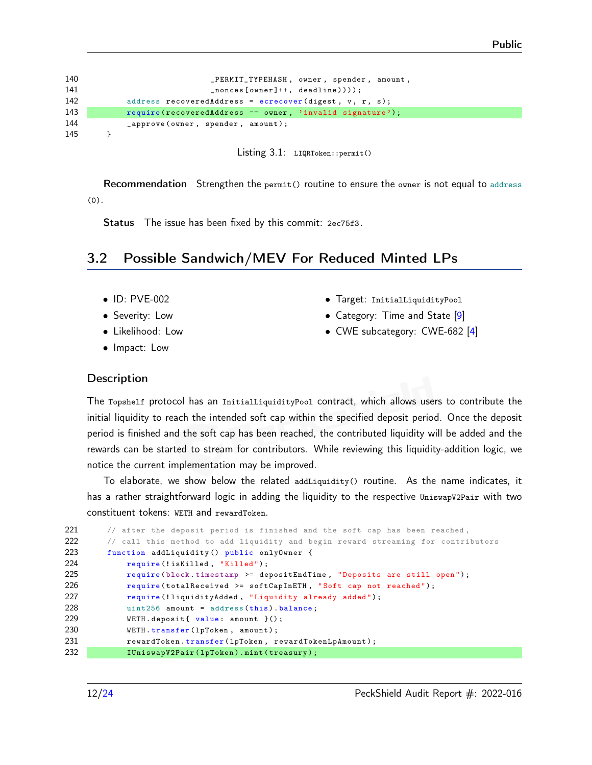```
140                             _PERMIT_TYPEHASH, owner, spender, amount,
141                             _nonces[owner]++, deadline))));
142         address recoveredAddress = ecrecover(digest, v, r, s);
143         require(recoveredAddress == owner, 'invalid signature');
144         _approve(owner, spender, amount);
145     }
```

Listing 3.1: `LIQRToken::permit()`

**Recommendation** Strengthen the `permit()` routine to ensure the `owner` is not equal to `address (0)`.

**Status** The issue has been fixed by this commit: `2ec75f3`.

## 3.2 Possible Sandwich/MEV For Reduced Minted LPs

- ID: PVE-002
- Severity: Low
- Likelihood: Low
- Impact: Low
- Target: `InitialLiquidityPool`
- Category: Time and State [9]
- CWE subcategory: CWE-682 [4]

### Description

The `Topshelf` protocol has an `InitialLiquidityPool` contract, which allows users to contribute the initial liquidity to reach the intended soft cap within the specified deposit period. Once the deposit period is finished and the soft cap has been reached, the contributed liquidity will be added and the rewards can be started to stream for contributors. While reviewing this liquidity-addition logic, we notice the current implementation may be improved.

To elaborate, we show below the related `addLiquidity()` routine. As the name indicates, it has a rather straightforward logic in adding the liquidity to the respective `UniswapV2Pair` with two constituent tokens: `WETH` and `rewardToken`.

```
221     // after the deposit period is finished and the soft cap has been reached,
222     // call this method to add liquidity and begin reward streaming for contributors
223     function addLiquidity() public onlyOwner {
224         require(!isKilled, "Killed");
225         require(block.timestamp >= depositEndTime, "Deposits are still open");
226         require(totalReceived >= softCapInETH, "Soft cap not reached");
227         require(!liquidityAdded, "Liquidity already added");
228         uint256 amount = address(this).balance;
229         WETH.deposit{ value: amount }();
230         WETH.transfer(lpToken, amount);
231         rewardToken.transfer(lpToken, rewardTokenLpAmount);
232         IUniswapV2Pair(lpToken).mint(treasury);
```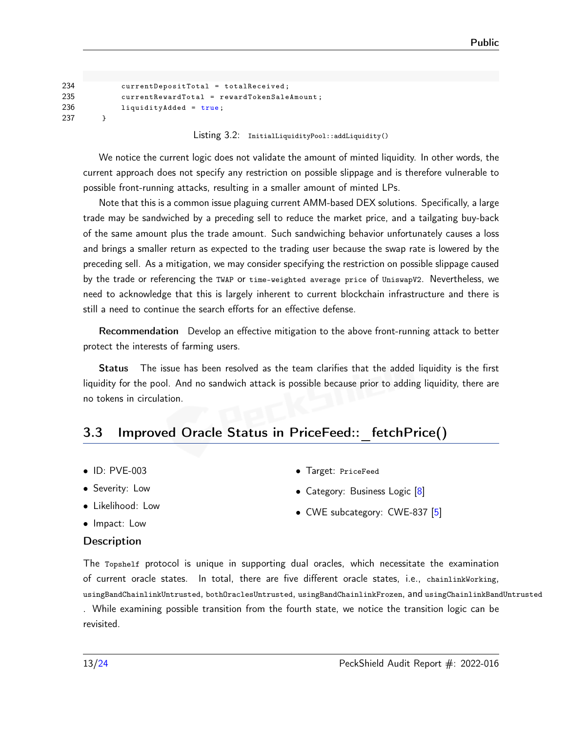```
234         currentDepositTotal = totalReceived;
235         currentRewardTotal = rewardTokenSaleAmount;
236         liquidityAdded = true;
237     }
```

Listing 3.2: `InitialLiquidityPool::addLiquidity()`

We notice the current logic does not validate the amount of minted liquidity. In other words, the current approach does not specify any restriction on possible slippage and is therefore vulnerable to possible front-running attacks, resulting in a smaller amount of minted LPs.

Note that this is a common issue plaguing current AMM-based DEX solutions. Specifically, a large trade may be sandwiched by a preceding sell to reduce the market price, and a tailgating buy-back of the same amount plus the trade amount. Such sandwiching behavior unfortunately causes a loss and brings a smaller return as expected to the trading user because the swap rate is lowered by the preceding sell. As a mitigation, we may consider specifying the restriction on possible slippage caused by the trade or referencing the `TWAP` or `time-weighted average price` of `UniswapV2`. Nevertheless, we need to acknowledge that this is largely inherent to current blockchain infrastructure and there is still a need to continue the search efforts for an effective defense.

**Recommendation** Develop an effective mitigation to the above front-running attack to better protect the interests of farming users.

**Status** The issue has been resolved as the team clarifies that the added liquidity is the first liquidity for the pool. And no sandwich attack is possible because prior to adding liquidity, there are no tokens in circulation.

## 3.3 Improved Oracle Status in PriceFeed::_fetchPrice()

- ID: PVE-003
- Severity: Low
- Likelihood: Low
- Impact: Low
- Target: `PriceFeed`
- Category: Business Logic [8]
- CWE subcategory: CWE-837 [5]

### Description

The `Topshelf` protocol is unique in supporting dual oracles, which necessitate the examination of current oracle states. In total, there are five different oracle states, i.e., `chainlinkWorking`, `usingBandChainlinkUntrusted`, `bothOraclesUntrusted`, `usingBandChainlinkFrozen`, and `usingChainlinkBandUntrusted`. While examining possible transition from the fourth state, we notice the transition logic can be revisited.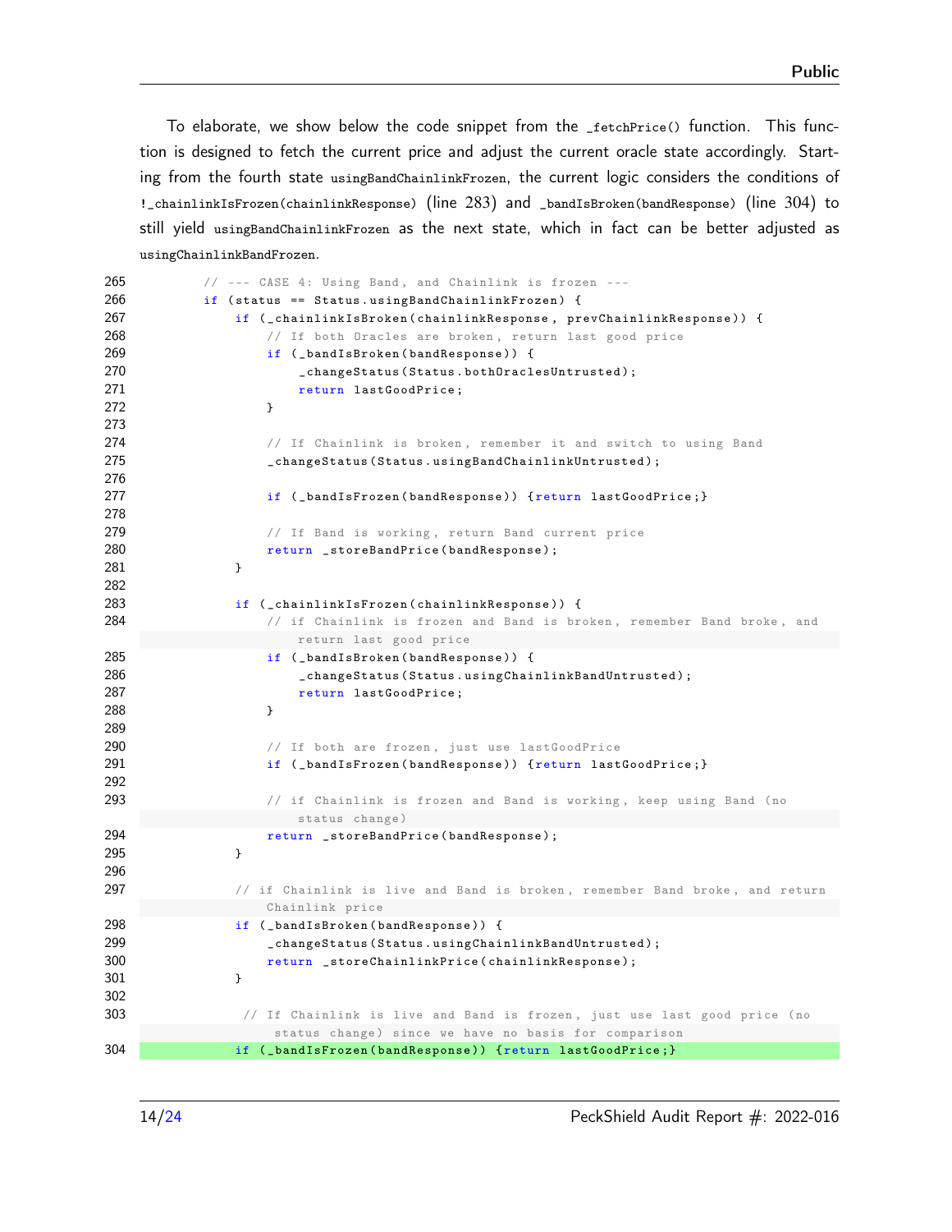To elaborate, we show below the code snippet from the `_fetchPrice()` function. This function is designed to fetch the current price and adjust the current oracle state accordingly. Starting from the fourth state `usingBandChainlinkFrozen`, the current logic considers the conditions of `!_chainlinkIsFrozen(chainlinkResponse)` (line 283) and `_bandIsBroken(bandResponse)` (line 304) to still yield `usingBandChainlinkFrozen` as the next state, which in fact can be better adjusted as `usingChainlinkBandFrozen`.

```
265         // --- CASE 4: Using Band, and Chainlink is frozen ---
266         if (status == Status.usingBandChainlinkFrozen) {
267             if (_chainlinkIsBroken(chainlinkResponse, prevChainlinkResponse)) {
268                 // If both Oracles are broken, return last good price
269                 if (_bandIsBroken(bandResponse)) {
270                     _changeStatus(Status.bothOraclesUntrusted);
271                     return lastGoodPrice;
272                 }
273
274                 // If Chainlink is broken, remember it and switch to using Band
275                 _changeStatus(Status.usingBandChainlinkUntrusted);
276
277                 if (_bandIsFrozen(bandResponse)) {return lastGoodPrice;}
278
279                 // If Band is working, return Band current price
280                 return _storeBandPrice(bandResponse);
281             }
282
283             if (_chainlinkIsFrozen(chainlinkResponse)) {
284                 // if Chainlink is frozen and Band is broken, remember Band broke, and
                        return last good price
285                 if (_bandIsBroken(bandResponse)) {
286                     _changeStatus(Status.usingChainlinkBandUntrusted);
287                     return lastGoodPrice;
288                 }
289
290                 // If both are frozen, just use lastGoodPrice
291                 if (_bandIsFrozen(bandResponse)) {return lastGoodPrice;}
292
293                 // if Chainlink is frozen and Band is working, keep using Band (no
                        status change)
294                 return _storeBandPrice(bandResponse);
295             }
296
297             // if Chainlink is live and Band is broken, remember Band broke, and return
                    Chainlink price
298             if (_bandIsBroken(bandResponse)) {
299                 _changeStatus(Status.usingChainlinkBandUntrusted);
300                 return _storeChainlinkPrice(chainlinkResponse);
301             }
302
303              // If Chainlink is live and Band is frozen, just use last good price (no
                     status change) since we have no basis for comparison
304             if (_bandIsFrozen(bandResponse)) {return lastGoodPrice;}
```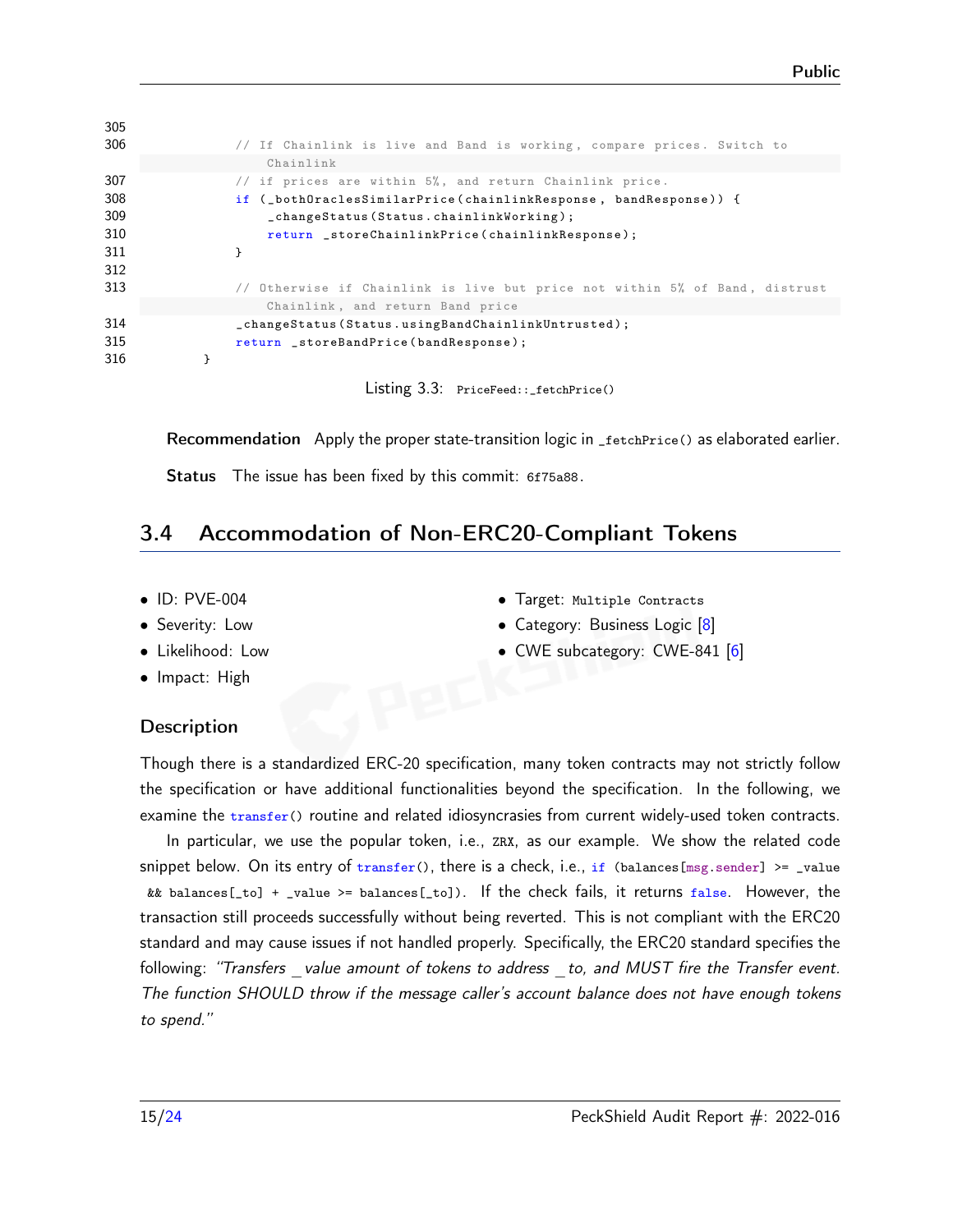```
305
306             // If Chainlink is live and Band is working, compare prices. Switch to
                    Chainlink
307             // if prices are within 5%, and return Chainlink price.
308             if (_bothOraclesSimilarPrice(chainlinkResponse, bandResponse)) {
309                 _changeStatus(Status.chainlinkWorking);
310                 return _storeChainlinkPrice(chainlinkResponse);
311             }
312
313             // Otherwise if Chainlink is live but price not within 5% of Band, distrust
                    Chainlink, and return Band price
314             _changeStatus(Status.usingBandChainlinkUntrusted);
315             return _storeBandPrice(bandResponse);
316         }
```

Listing 3.3: `PriceFeed::_fetchPrice()`

**Recommendation** Apply the proper state-transition logic in `_fetchPrice()` as elaborated earlier.

**Status** The issue has been fixed by this commit: `6f75a88`.

## 3.4 Accommodation of Non-ERC20-Compliant Tokens

- ID: PVE-004
- Severity: Low
- Likelihood: Low
- Impact: High
- Target: `Multiple Contracts`
- Category: Business Logic [8]
- CWE subcategory: CWE-841 [6]

### Description

Though there is a standardized ERC-20 specification, many token contracts may not strictly follow the specification or have additional functionalities beyond the specification. In the following, we examine the `transfer()` routine and related idiosyncrasies from current widely-used token contracts.

In particular, we use the popular token, i.e., `ZRX`, as our example. We show the related code snippet below. On its entry of `transfer()`, there is a check, i.e., `if (balances[msg.sender] >= _value && balances[_to] + _value >= balances[_to])`. If the check fails, it returns `false`. However, the transaction still proceeds successfully without being reverted. This is not compliant with the ERC20 standard and may cause issues if not handled properly. Specifically, the ERC20 standard specifies the following: *"Transfers _value amount of tokens to address _to, and MUST fire the Transfer event. The function SHOULD throw if the message caller's account balance does not have enough tokens to spend."*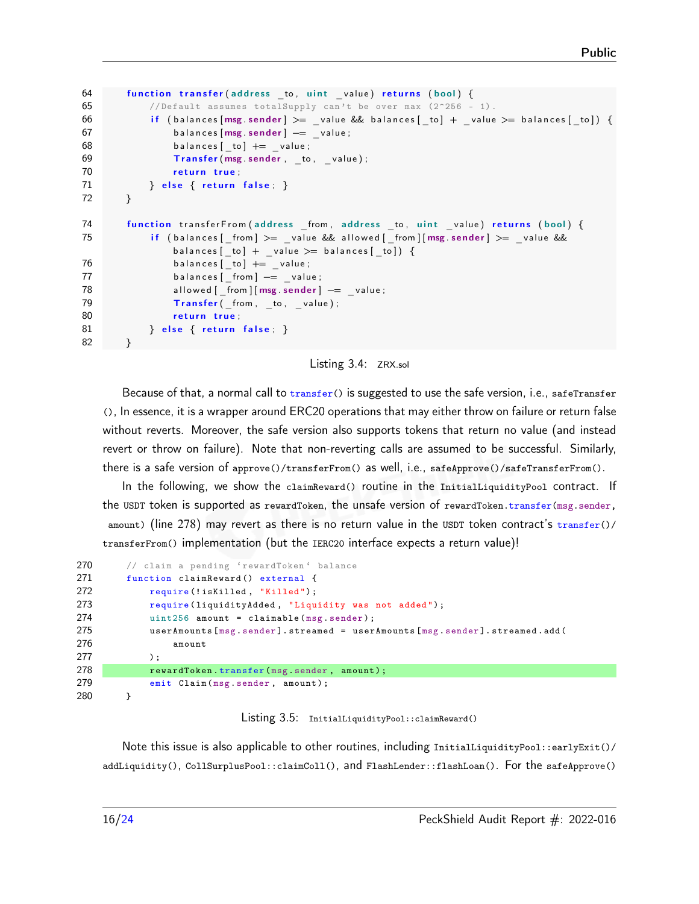```
64     function transfer(address _to, uint _value) returns (bool) {
65         //Default assumes totalSupply can't be over max (2^256 - 1).
66         if (balances[msg.sender] >= _value && balances[_to] + _value >= balances[_to]) {
67             balances[msg.sender] -= _value;
68             balances[_to] += _value;
69             Transfer(msg.sender, _to, _value);
70             return true;
71         } else { return false; }
72     }

74     function transferFrom(address _from, address _to, uint _value) returns (bool) {
75         if (balances[_from] >= _value && allowed[_from][msg.sender] >= _value &&
               balances[_to] + _value >= balances[_to]) {
76             balances[_to] += _value;
77             balances[_from] -= _value;
78             allowed[_from][msg.sender] -= _value;
79             Transfer(_from, _to, _value);
80             return true;
81         } else { return false; }
82     }
```

Listing 3.4: ZRX.sol

Because of that, a normal call to `transfer()` is suggested to use the safe version, i.e., `safeTransfer()`, In essence, it is a wrapper around ERC20 operations that may either throw on failure or return false without reverts. Moreover, the safe version also supports tokens that return no value (and instead revert or throw on failure). Note that non-reverting calls are assumed to be successful. Similarly, there is a safe version of `approve()/transferFrom()` as well, i.e., `safeApprove()/safeTransferFrom()`.

In the following, we show the `claimReward()` routine in the `InitialLiquidityPool` contract. If the `USDT` token is supported as `rewardToken`, the unsafe version of `rewardToken.transfer(msg.sender, amount)` (line 278) may revert as there is no return value in the `USDT` token contract's `transfer()/transferFrom()` implementation (but the `IERC20` interface expects a return value)!

```
270     // claim a pending 'rewardToken' balance
271     function claimReward() external {
272         require(!isKilled, "Killed");
273         require(liquidityAdded, "Liquidity was not added");
274         uint256 amount = claimable(msg.sender);
275         userAmounts[msg.sender].streamed = userAmounts[msg.sender].streamed.add(
276             amount
277         );
278         rewardToken.transfer(msg.sender, amount);
279         emit Claim(msg.sender, amount);
280     }
```

Listing 3.5: InitialLiquidityPool::claimReward()

Note this issue is also applicable to other routines, including `InitialLiquidityPool::earlyExit()/addLiquidity()`, `CollSurplusPool::claimColl()`, and `FlashLender::flashLoan()`. For the `safeApprove()`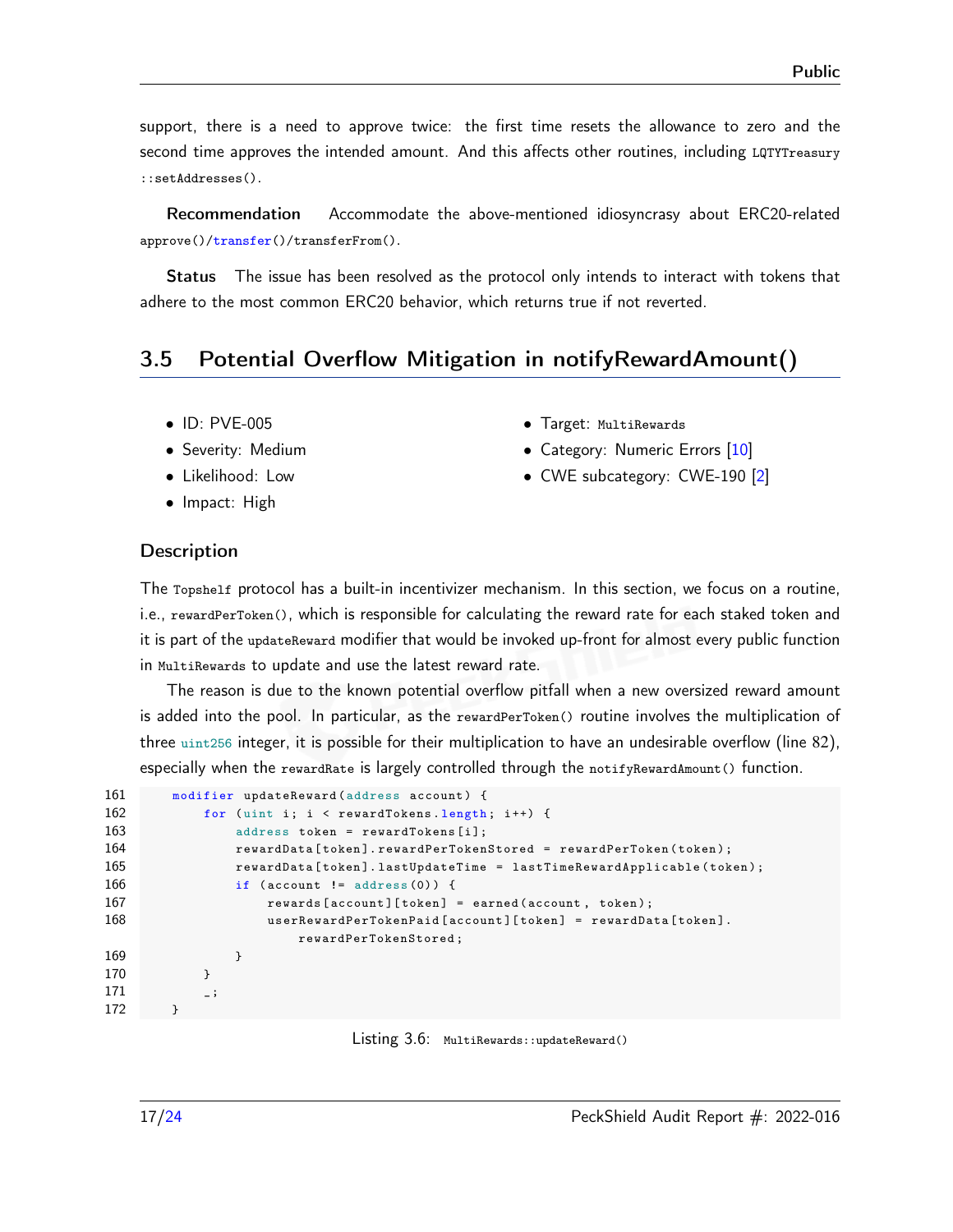support, there is a need to approve twice: the first time resets the allowance to zero and the second time approves the intended amount. And this affects other routines, including `LQTYTreasury::setAddresses()`.

**Recommendation** Accommodate the above-mentioned idiosyncrasy about ERC20-related `approve()/transfer()/transferFrom()`.

**Status** The issue has been resolved as the protocol only intends to interact with tokens that adhere to the most common ERC20 behavior, which returns true if not reverted.

## 3.5 Potential Overflow Mitigation in notifyRewardAmount()

- ID: PVE-005
- Severity: Medium
- Likelihood: Low
- Impact: High
- Target: `MultiRewards`
- Category: Numeric Errors [10]
- CWE subcategory: CWE-190 [2]

### Description

The `Topshelf` protocol has a built-in incentivizer mechanism. In this section, we focus on a routine, i.e., `rewardPerToken()`, which is responsible for calculating the reward rate for each staked token and it is part of the `updateReward` modifier that would be invoked up-front for almost every public function in `MultiRewards` to update and use the latest reward rate.

The reason is due to the known potential overflow pitfall when a new oversized reward amount is added into the pool. In particular, as the `rewardPerToken()` routine involves the multiplication of three `uint256` integer, it is possible for their multiplication to have an undesirable overflow (line 82), especially when the `rewardRate` is largely controlled through the `notifyRewardAmount()` function.

```
161     modifier updateReward(address account) {
162         for (uint i; i < rewardTokens.length; i++) {
163             address token = rewardTokens[i];
164             rewardData[token].rewardPerTokenStored = rewardPerToken(token);
165             rewardData[token].lastUpdateTime = lastTimeRewardApplicable(token);
166             if (account != address(0)) {
167                 rewards[account][token] = earned(account, token);
168                 userRewardPerTokenPaid[account][token] = rewardData[token].
                        rewardPerTokenStored;
169             }
170         }
171         _;
172     }
```

Listing 3.6: `MultiRewards::updateReward()`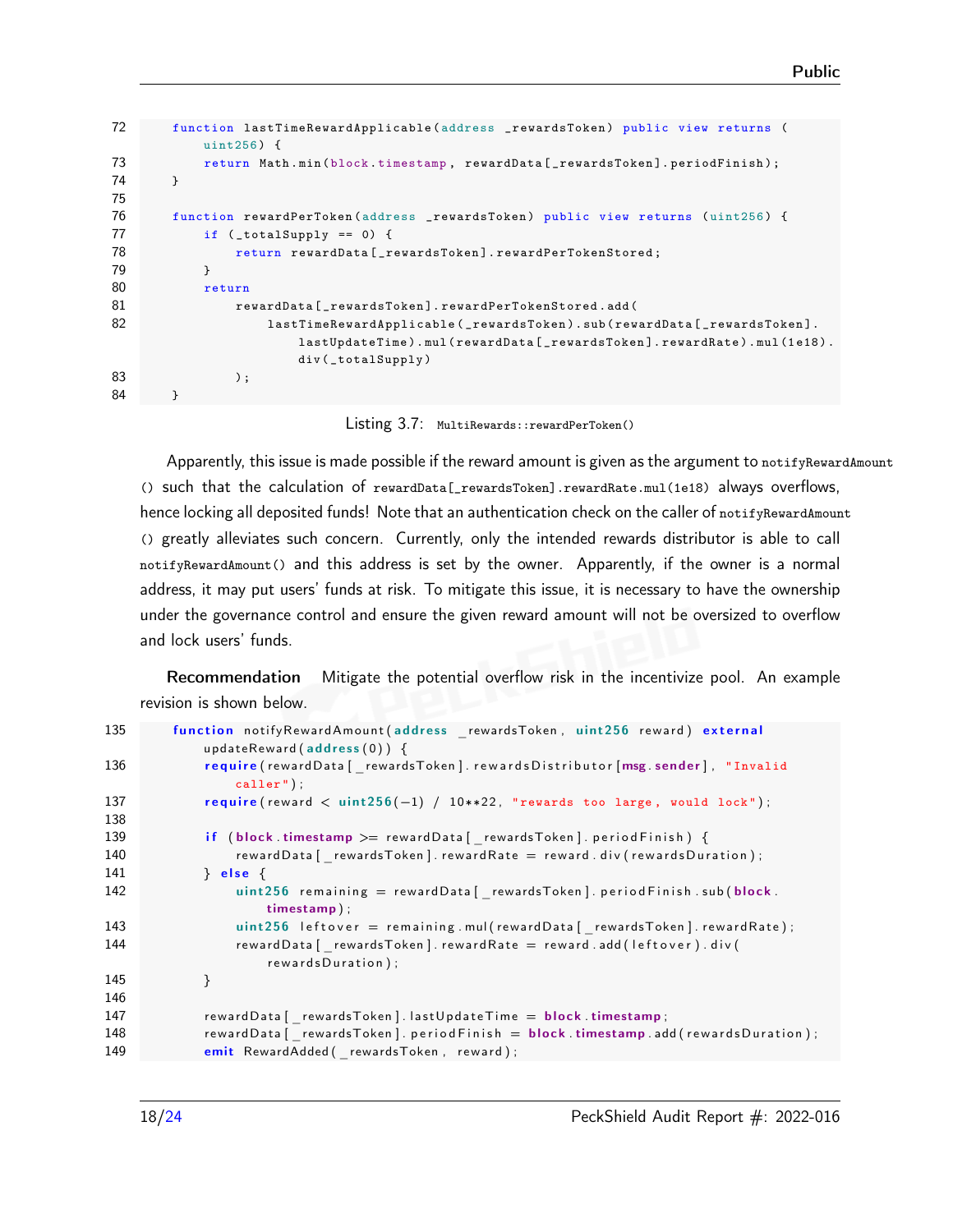```
72     function lastTimeRewardApplicable(address _rewardsToken) public view returns (
           uint256) {
73         return Math.min(block.timestamp, rewardData[_rewardsToken].periodFinish);
74     }
75
76     function rewardPerToken(address _rewardsToken) public view returns (uint256) {
77         if (_totalSupply == 0) {
78             return rewardData[_rewardsToken].rewardPerTokenStored;
79         }
80         return
81             rewardData[_rewardsToken].rewardPerTokenStored.add(
82                 lastTimeRewardApplicable(_rewardsToken).sub(rewardData[_rewardsToken].
                       lastUpdateTime).mul(rewardData[_rewardsToken].rewardRate).mul(1e18).
                       div(_totalSupply)
83             );
84     }
```

Listing 3.7: `MultiRewards::rewardPerToken()`

Apparently, this issue is made possible if the reward amount is given as the argument to `notifyRewardAmount()` such that the calculation of `rewardData[_rewardsToken].rewardRate.mul(1e18)` always overflows, hence locking all deposited funds! Note that an authentication check on the caller of `notifyRewardAmount()` greatly alleviates such concern. Currently, only the intended rewards distributor is able to call `notifyRewardAmount()` and this address is set by the owner. Apparently, if the owner is a normal address, it may put users' funds at risk. To mitigate this issue, it is necessary to have the ownership under the governance control and ensure the given reward amount will not be oversized to overflow and lock users' funds.

**Recommendation** Mitigate the potential overflow risk in the incentivize pool. An example revision is shown below.

```
135     function notifyRewardAmount(address _rewardsToken, uint256 reward) external
            updateReward(address(0)) {
136         require(rewardData[_rewardsToken].rewardsDistributor[msg.sender], "Invalid
                caller");
137         require(reward < uint256(-1) / 10**22, "rewards too large, would lock");
138
139         if (block.timestamp >= rewardData[_rewardsToken].periodFinish) {
140             rewardData[_rewardsToken].rewardRate = reward.div(rewardsDuration);
141         } else {
142             uint256 remaining = rewardData[_rewardsToken].periodFinish.sub(block.
                    timestamp);
143             uint256 leftover = remaining.mul(rewardData[_rewardsToken].rewardRate);
144             rewardData[_rewardsToken].rewardRate = reward.add(leftover).div(
                    rewardsDuration);
145         }
146
147         rewardData[_rewardsToken].lastUpdateTime = block.timestamp;
148         rewardData[_rewardsToken].periodFinish = block.timestamp.add(rewardsDuration);
149         emit RewardAdded(_rewardsToken, reward);
```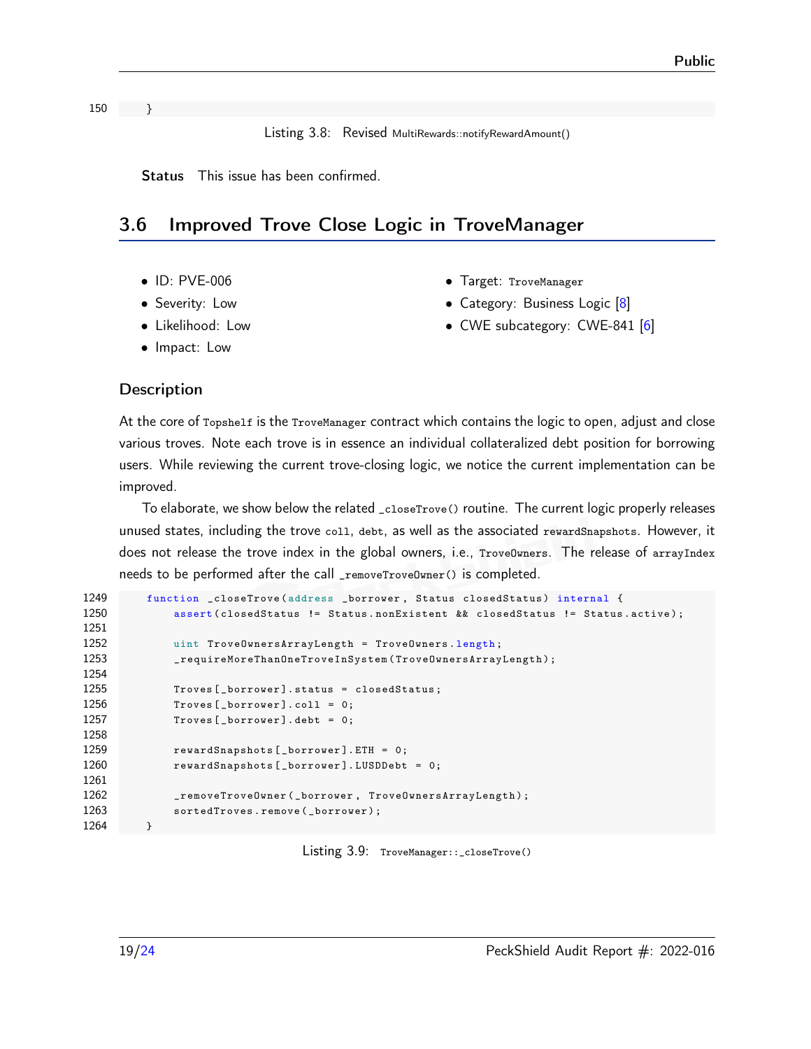```
150     }
```

Listing 3.8: Revised MultiRewards::notifyRewardAmount()

**Status** This issue has been confirmed.

## 3.6 Improved Trove Close Logic in TroveManager

- ID: PVE-006
- Severity: Low
- Likelihood: Low
- Impact: Low
- Target: TroveManager
- Category: Business Logic [8]
- CWE subcategory: CWE-841 [6]

### Description

At the core of Topshelf is the TroveManager contract which contains the logic to open, adjust and close various troves. Note each trove is in essence an individual collateralized debt position for borrowing users. While reviewing the current trove-closing logic, we notice the current implementation can be improved.

To elaborate, we show below the related _closeTrove() routine. The current logic properly releases unused states, including the trove coll, debt, as well as the associated rewardSnapshots. However, it does not release the trove index in the global owners, i.e., TroveOwners. The release of arrayIndex needs to be performed after the call _removeTroveOwner() is completed.

```
1249     function _closeTrove(address _borrower, Status closedStatus) internal {
1250         assert(closedStatus != Status.nonExistent && closedStatus != Status.active);
1251 
1252         uint TroveOwnersArrayLength = TroveOwners.length;
1253         _requireMoreThanOneTroveInSystem(TroveOwnersArrayLength);
1254 
1255         Troves[_borrower].status = closedStatus;
1256         Troves[_borrower].coll = 0;
1257         Troves[_borrower].debt = 0;
1258 
1259         rewardSnapshots[_borrower].ETH = 0;
1260         rewardSnapshots[_borrower].LUSDDebt = 0;
1261 
1262         _removeTroveOwner(_borrower, TroveOwnersArrayLength);
1263         sortedTroves.remove(_borrower);
1264     }
```

Listing 3.9: TroveManager::_closeTrove()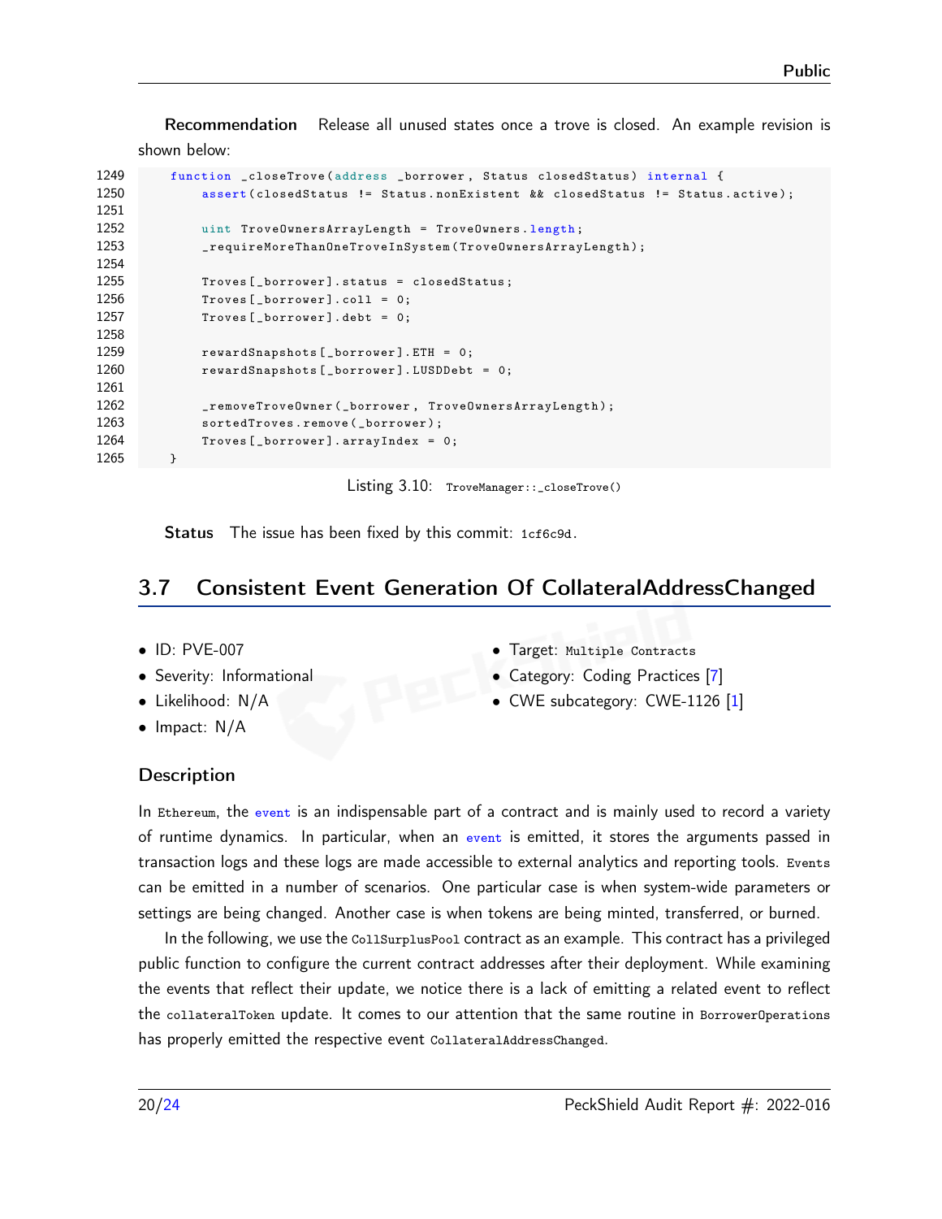**Recommendation** Release all unused states once a trove is closed. An example revision is shown below:

```
1249     function _closeTrove(address _borrower, Status closedStatus) internal {
1250         assert(closedStatus != Status.nonExistent && closedStatus != Status.active);
1251 
1252         uint TroveOwnersArrayLength = TroveOwners.length;
1253         _requireMoreThanOneTroveInSystem(TroveOwnersArrayLength);
1254 
1255         Troves[_borrower].status = closedStatus;
1256         Troves[_borrower].coll = 0;
1257         Troves[_borrower].debt = 0;
1258 
1259         rewardSnapshots[_borrower].ETH = 0;
1260         rewardSnapshots[_borrower].LUSDDebt = 0;
1261 
1262         _removeTroveOwner(_borrower, TroveOwnersArrayLength);
1263         sortedTroves.remove(_borrower);
1264         Troves[_borrower].arrayIndex = 0;
1265     }
```

Listing 3.10: `TroveManager::_closeTrove()`

**Status** The issue has been fixed by this commit: `1cf6c9d`.

## 3.7 Consistent Event Generation Of CollateralAddressChanged

- ID: PVE-007
- Severity: Informational
- Likelihood: N/A
- Impact: N/A
- Target: `Multiple Contracts`
- Category: Coding Practices [7]
- CWE subcategory: CWE-1126 [1]

### Description

In `Ethereum`, the `event` is an indispensable part of a contract and is mainly used to record a variety of runtime dynamics. In particular, when an `event` is emitted, it stores the arguments passed in transaction logs and these logs are made accessible to external analytics and reporting tools. `Events` can be emitted in a number of scenarios. One particular case is when system-wide parameters or settings are being changed. Another case is when tokens are being minted, transferred, or burned.

In the following, we use the `CollSurplusPool` contract as an example. This contract has a privileged public function to configure the current contract addresses after their deployment. While examining the events that reflect their update, we notice there is a lack of emitting a related event to reflect the `collateralToken` update. It comes to our attention that the same routine in `BorrowerOperations` has properly emitted the respective event `CollateralAddressChanged`.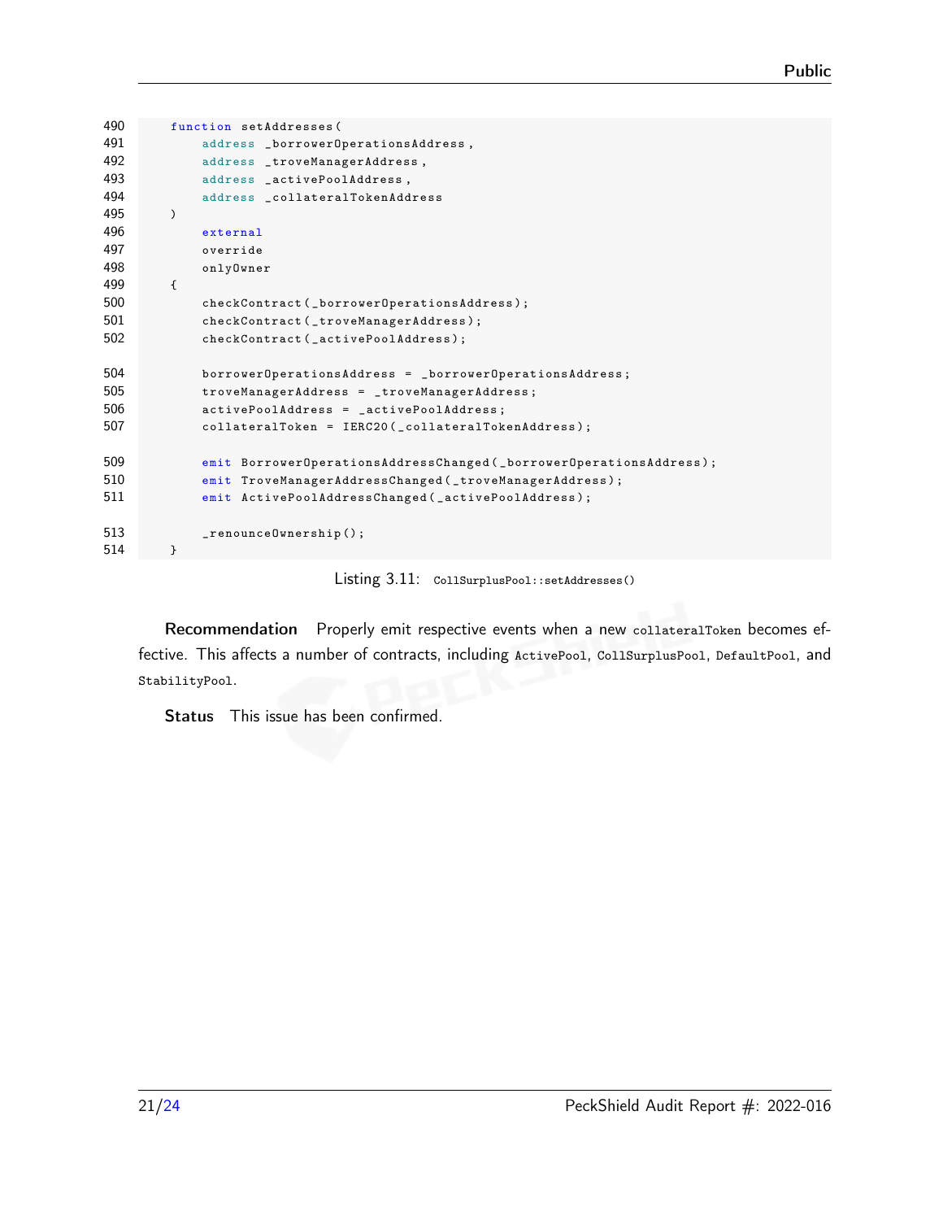```
490     function setAddresses(
491         address _borrowerOperationsAddress,
492         address _troveManagerAddress,
493         address _activePoolAddress,
494         address _collateralTokenAddress
495     )
496         external
497         override
498         onlyOwner
499     {
500         checkContract(_borrowerOperationsAddress);
501         checkContract(_troveManagerAddress);
502         checkContract(_activePoolAddress);

504         borrowerOperationsAddress = _borrowerOperationsAddress;
505         troveManagerAddress = _troveManagerAddress;
506         activePoolAddress = _activePoolAddress;
507         collateralToken = IERC20(_collateralTokenAddress);

509         emit BorrowerOperationsAddressChanged(_borrowerOperationsAddress);
510         emit TroveManagerAddressChanged(_troveManagerAddress);
511         emit ActivePoolAddressChanged(_activePoolAddress);

513         _renounceOwnership();
514     }
```

Listing 3.11: `CollSurplusPool::setAddresses()`

**Recommendation** Properly emit respective events when a new `collateralToken` becomes effective. This affects a number of contracts, including `ActivePool`, `CollSurplusPool`, `DefaultPool`, and `StabilityPool`.

**Status** This issue has been confirmed.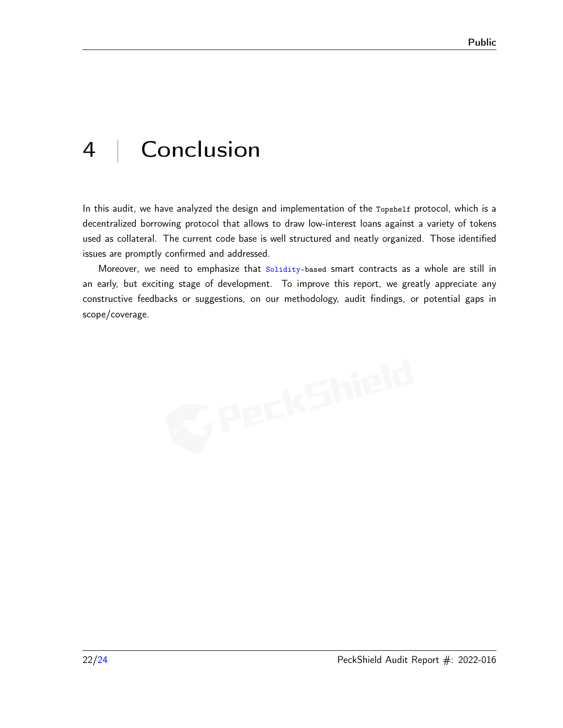# 4 | Conclusion

In this audit, we have analyzed the design and implementation of the `Topshelf` protocol, which is a decentralized borrowing protocol that allows to draw low-interest loans against a variety of tokens used as collateral. The current code base is well structured and neatly organized. Those identified issues are promptly confirmed and addressed.

Moreover, we need to emphasize that `Solidity-based` smart contracts as a whole are still in an early, but exciting stage of development. To improve this report, we greatly appreciate any constructive feedbacks or suggestions, on our methodology, audit findings, or potential gaps in scope/coverage.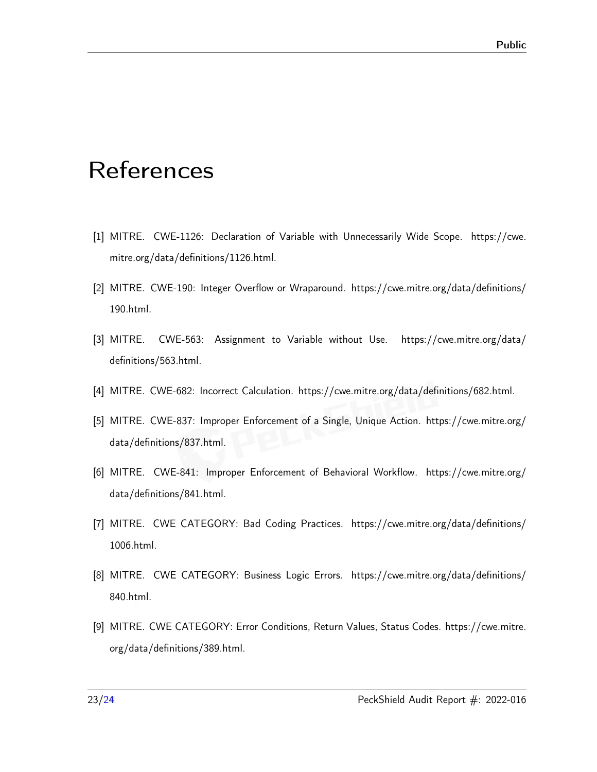# References

[1] MITRE. CWE-1126: Declaration of Variable with Unnecessarily Wide Scope. https://cwe.mitre.org/data/definitions/1126.html.

[2] MITRE. CWE-190: Integer Overflow or Wraparound. https://cwe.mitre.org/data/definitions/190.html.

[3] MITRE. CWE-563: Assignment to Variable without Use. https://cwe.mitre.org/data/definitions/563.html.

[4] MITRE. CWE-682: Incorrect Calculation. https://cwe.mitre.org/data/definitions/682.html.

[5] MITRE. CWE-837: Improper Enforcement of a Single, Unique Action. https://cwe.mitre.org/data/definitions/837.html.

[6] MITRE. CWE-841: Improper Enforcement of Behavioral Workflow. https://cwe.mitre.org/data/definitions/841.html.

[7] MITRE. CWE CATEGORY: Bad Coding Practices. https://cwe.mitre.org/data/definitions/1006.html.

[8] MITRE. CWE CATEGORY: Business Logic Errors. https://cwe.mitre.org/data/definitions/840.html.

[9] MITRE. CWE CATEGORY: Error Conditions, Return Values, Status Codes. https://cwe.mitre.org/data/definitions/389.html.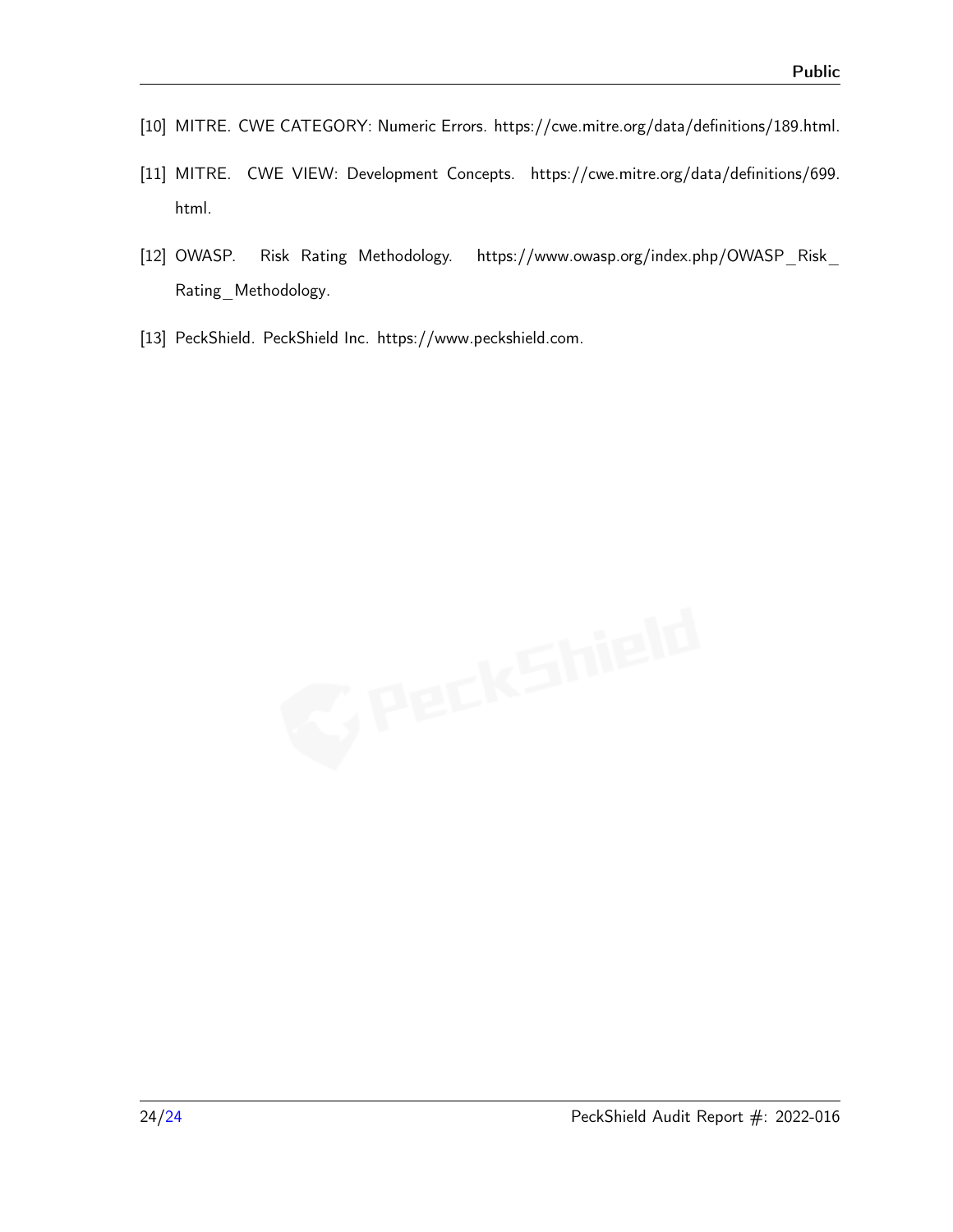[10] MITRE. CWE CATEGORY: Numeric Errors. https://cwe.mitre.org/data/definitions/189.html.

[11] MITRE. CWE VIEW: Development Concepts. https://cwe.mitre.org/data/definitions/699.html.

[12] OWASP. Risk Rating Methodology. https://www.owasp.org/index.php/OWASP_Risk_Rating_Methodology.

[13] PeckShield. PeckShield Inc. https://www.peckshield.com.